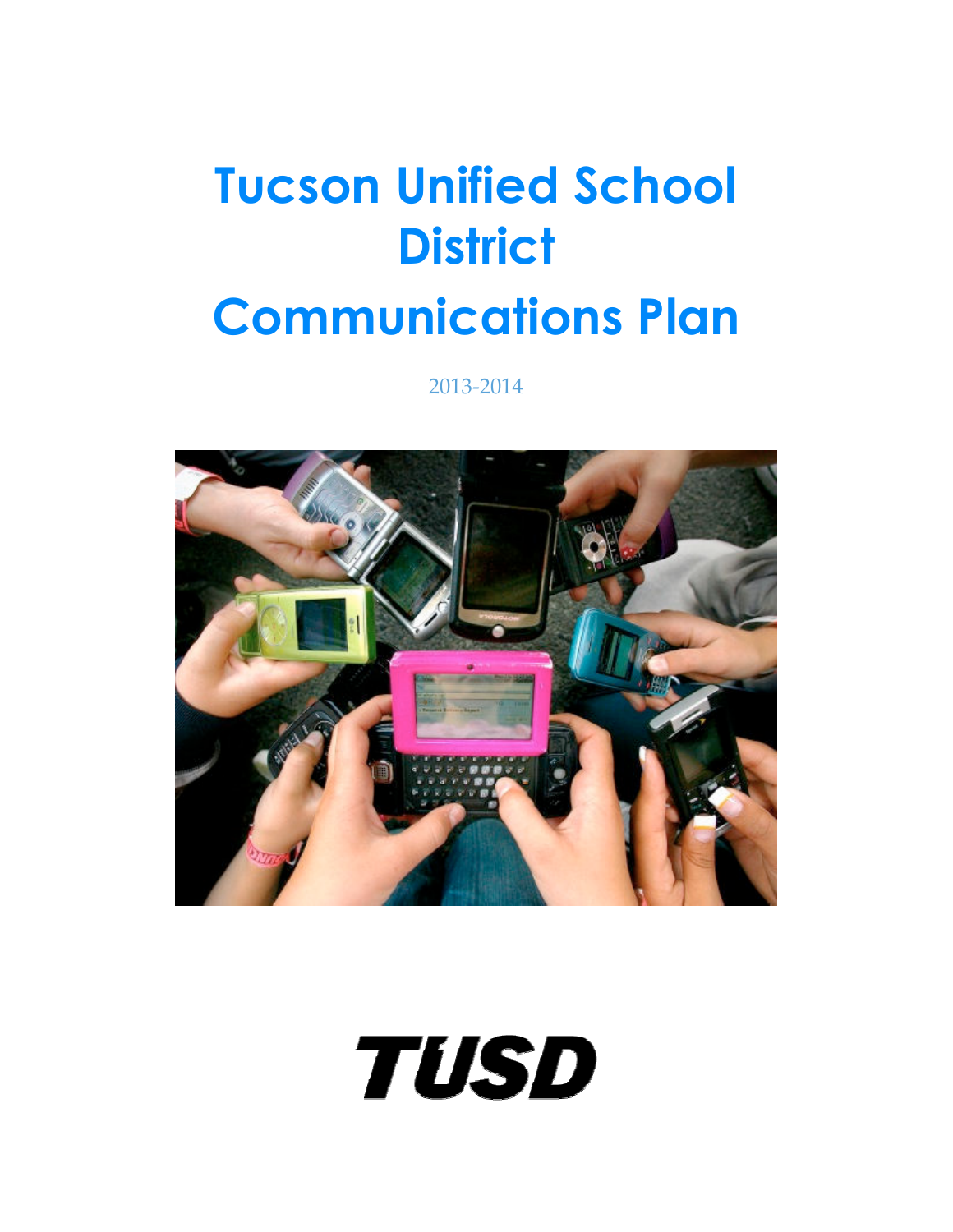# Tucson Unified School District

# Communications Plan

2013-2014

TUSD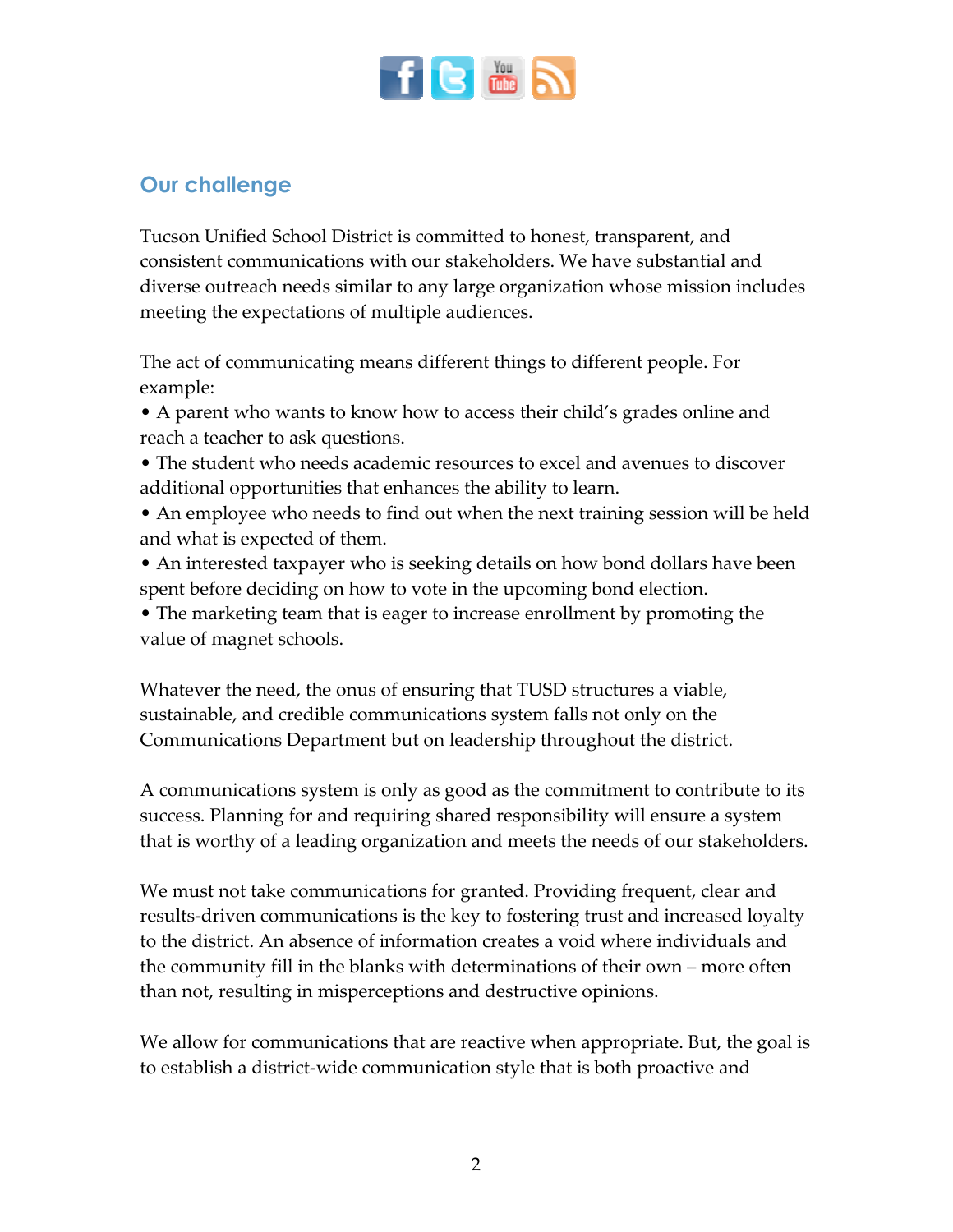## Our challenge

Tucson Unified School District is committed to honest, transparent, and consistent communications with our stakeholders. We have substantial and diverse outreach needs similar to any large organization whose mission includes meeting the expectations of multiple audiences.

The act of communicating means different things to different people. For example:

- A parent who wants to know how to access their child's grades online and reach a teacher to ask questions.
- The student who needs academic resources to excel and avenues to discover additional opportunities that enhances the ability to learn.
- An employee who needs to find out when the next training session will be held and what is expected of them.
- An interested taxpayer who is seeking details on how bond dollars have been spent before deciding on how to vote in the upcoming bond election.
- The marketing team that is eager to increase enrollment by promoting the value of magnet schools.

Whatever the need, the onus of ensuring that TUSD structures a viable, sustainable, and credible communications system falls not only on the Communications Department but on leadership throughout the district.

A communications system is only as good as the commitment to contribute to its success. Planning for and requiring shared responsibility will ensure a system that is worthy of a leading organization and meets the needs of our stakeholders.

We must not take communications for granted. Providing frequent, clear and results-driven communications is the key to fostering trust and increased loyalty to the district. An absence of information creates a void where individuals and the community fill in the blanks with determinations of their own – more often than not, resulting in misperceptions and destructive opinions.

We allow for communications that are reactive when appropriate. But, the goal is to establish a district-wide communication style that is both proactive and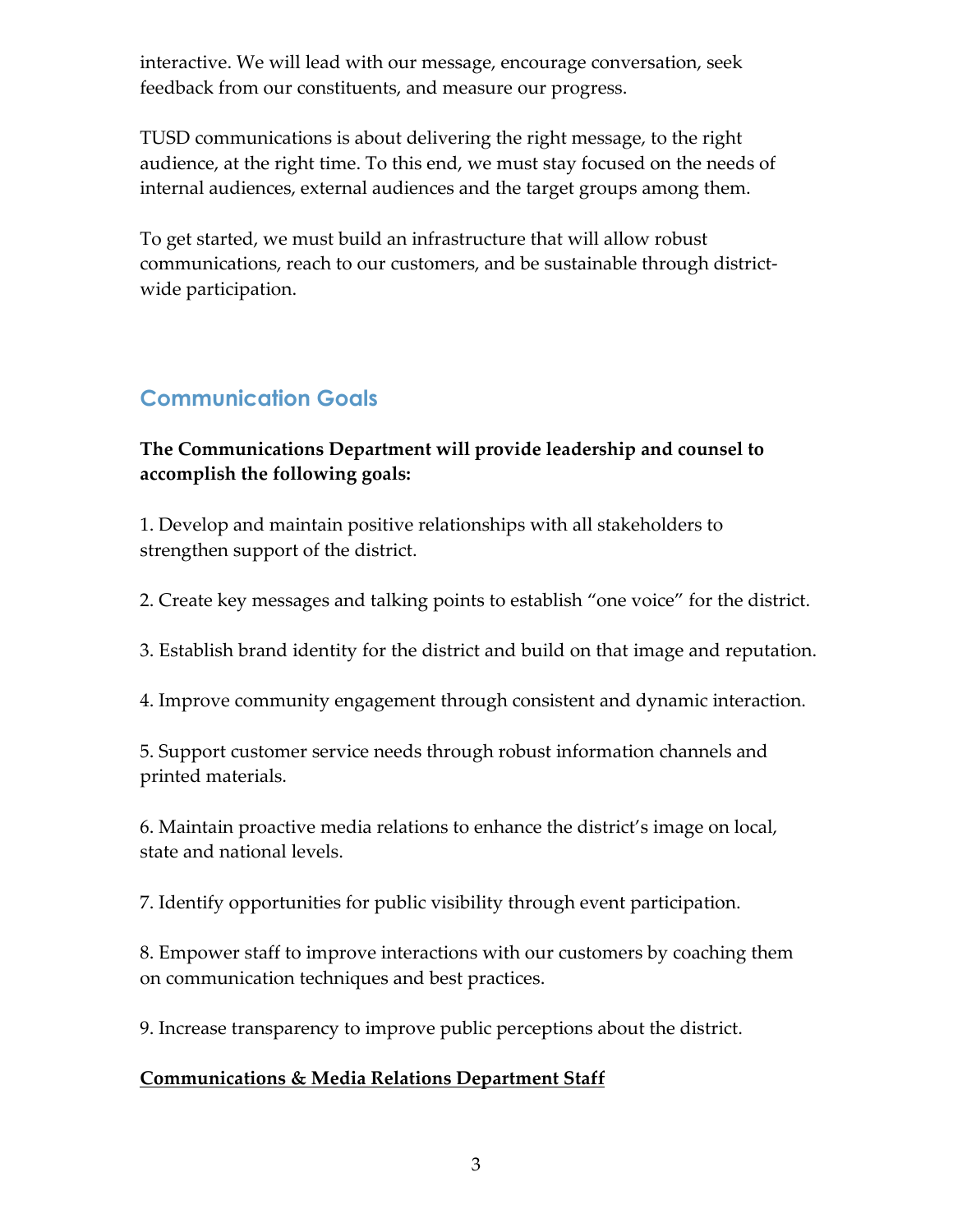interactive. We will lead with our message, encourage conversation, seek feedback from our constituents, and measure our progress.

TUSD communications is about delivering the right message, to the right audience, at the right time. To this end, we must stay focused on the needs of internal audiences, external audiences and the target groups among them.

To get started, we must build an infrastructure that will allow robust communications, reach to our customers, and be sustainable through district-wide participation.

## Communication Goals

**The Communications Department will provide leadership and counsel to accomplish the following goals:**

1. Develop and maintain positive relationships with all stakeholders to strengthen support of the district.

2. Create key messages and talking points to establish "one voice" for the district.

3. Establish brand identity for the district and build on that image and reputation.

4. Improve community engagement through consistent and dynamic interaction.

5. Support customer service needs through robust information channels and printed materials.

6. Maintain proactive media relations to enhance the district's image on local, state and national levels.

7. Identify opportunities for public visibility through event participation.

8. Empower staff to improve interactions with our customers by coaching them on communication techniques and best practices.

9. Increase transparency to improve public perceptions about the district.

**<u>Communications & Media Relations Department Staff</u>**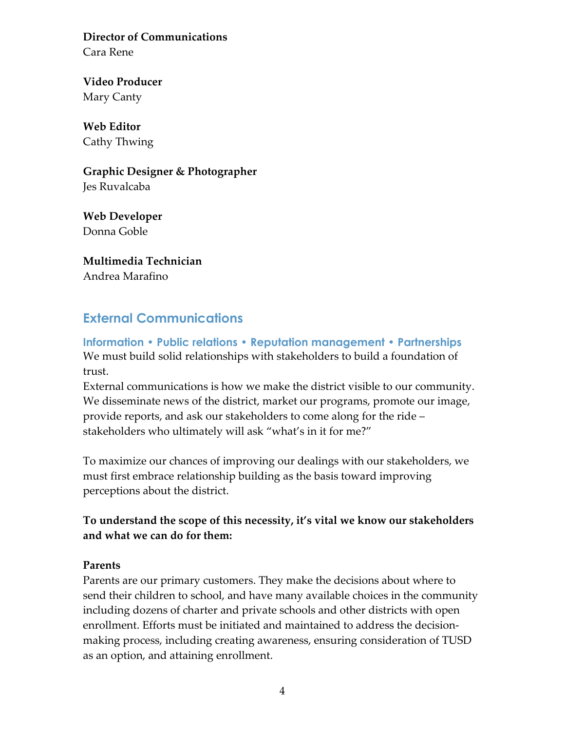**Director of Communications**
Cara Rene

**Video Producer**
Mary Canty

**Web Editor**
Cathy Thwing

**Graphic Designer & Photographer**
Jes Ruvalcaba

**Web Developer**
Donna Goble

**Multimedia Technician**
Andrea Marafino

## External Communications

### Information • Public relations • Reputation management • Partnerships

We must build solid relationships with stakeholders to build a foundation of trust.

External communications is how we make the district visible to our community. We disseminate news of the district, market our programs, promote our image, provide reports, and ask our stakeholders to come along for the ride – stakeholders who ultimately will ask "what's in it for me?"

To maximize our chances of improving our dealings with our stakeholders, we must first embrace relationship building as the basis toward improving perceptions about the district.

**To understand the scope of this necessity, it's vital we know our stakeholders and what we can do for them:**

**Parents**

Parents are our primary customers. They make the decisions about where to send their children to school, and have many available choices in the community including dozens of charter and private schools and other districts with open enrollment. Efforts must be initiated and maintained to address the decision-making process, including creating awareness, ensuring consideration of TUSD as an option, and attaining enrollment.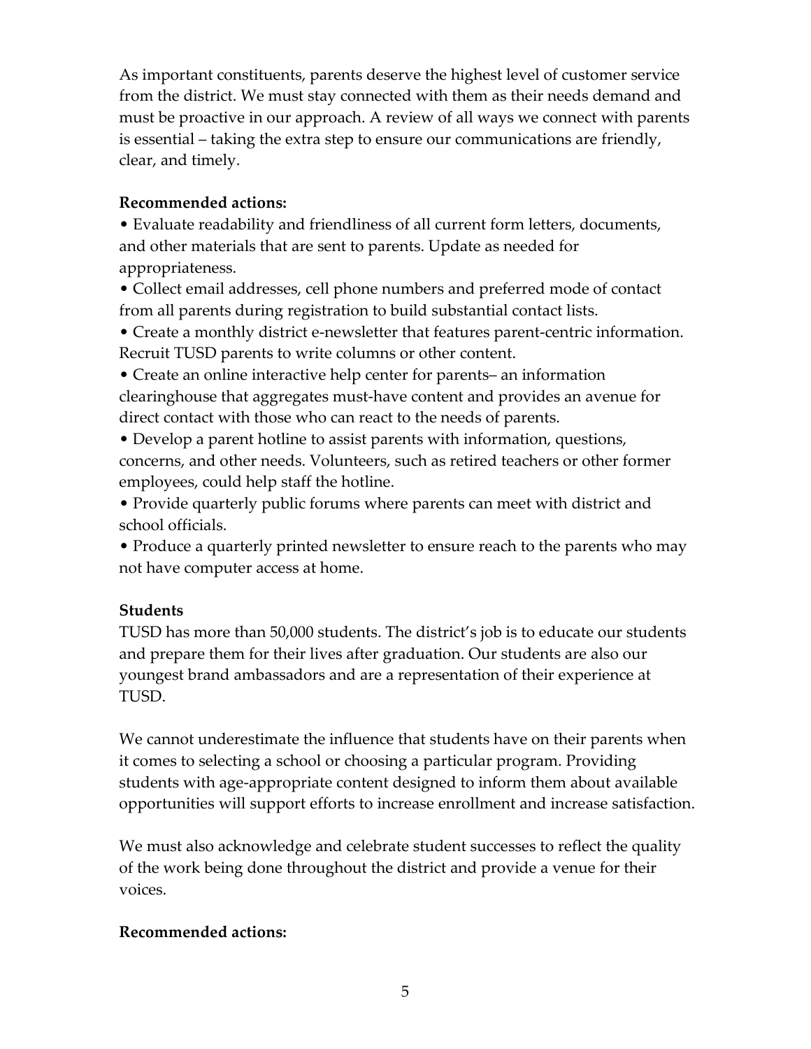As important constituents, parents deserve the highest level of customer service from the district. We must stay connected with them as their needs demand and must be proactive in our approach. A review of all ways we connect with parents is essential – taking the extra step to ensure our communications are friendly, clear, and timely.

**Recommended actions:**

- Evaluate readability and friendliness of all current form letters, documents, and other materials that are sent to parents. Update as needed for appropriateness.
- Collect email addresses, cell phone numbers and preferred mode of contact from all parents during registration to build substantial contact lists.
- Create a monthly district e-newsletter that features parent-centric information. Recruit TUSD parents to write columns or other content.
- Create an online interactive help center for parents– an information clearinghouse that aggregates must-have content and provides an avenue for direct contact with those who can react to the needs of parents.
- Develop a parent hotline to assist parents with information, questions, concerns, and other needs. Volunteers, such as retired teachers or other former employees, could help staff the hotline.
- Provide quarterly public forums where parents can meet with district and school officials.
- Produce a quarterly printed newsletter to ensure reach to the parents who may not have computer access at home.

**Students**

TUSD has more than 50,000 students. The district's job is to educate our students and prepare them for their lives after graduation. Our students are also our youngest brand ambassadors and are a representation of their experience at TUSD.

We cannot underestimate the influence that students have on their parents when it comes to selecting a school or choosing a particular program. Providing students with age-appropriate content designed to inform them about available opportunities will support efforts to increase enrollment and increase satisfaction.

We must also acknowledge and celebrate student successes to reflect the quality of the work being done throughout the district and provide a venue for their voices.

**Recommended actions:**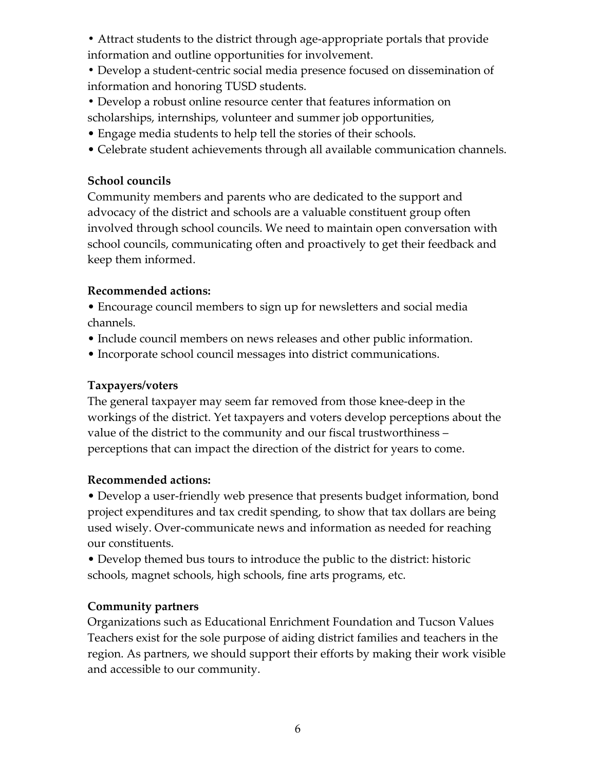- Attract students to the district through age-appropriate portals that provide information and outline opportunities for involvement.
- Develop a student-centric social media presence focused on dissemination of information and honoring TUSD students.
- Develop a robust online resource center that features information on scholarships, internships, volunteer and summer job opportunities,
- Engage media students to help tell the stories of their schools.
- Celebrate student achievements through all available communication channels.

**School councils**

Community members and parents who are dedicated to the support and advocacy of the district and schools are a valuable constituent group often involved through school councils. We need to maintain open conversation with school councils, communicating often and proactively to get their feedback and keep them informed.

**Recommended actions:**

- Encourage council members to sign up for newsletters and social media channels.
- Include council members on news releases and other public information.
- Incorporate school council messages into district communications.

**Taxpayers/voters**

The general taxpayer may seem far removed from those knee-deep in the workings of the district. Yet taxpayers and voters develop perceptions about the value of the district to the community and our fiscal trustworthiness – perceptions that can impact the direction of the district for years to come.

**Recommended actions:**

- Develop a user-friendly web presence that presents budget information, bond project expenditures and tax credit spending, to show that tax dollars are being used wisely. Over-communicate news and information as needed for reaching our constituents.
- Develop themed bus tours to introduce the public to the district: historic schools, magnet schools, high schools, fine arts programs, etc.

**Community partners**

Organizations such as Educational Enrichment Foundation and Tucson Values Teachers exist for the sole purpose of aiding district families and teachers in the region. As partners, we should support their efforts by making their work visible and accessible to our community.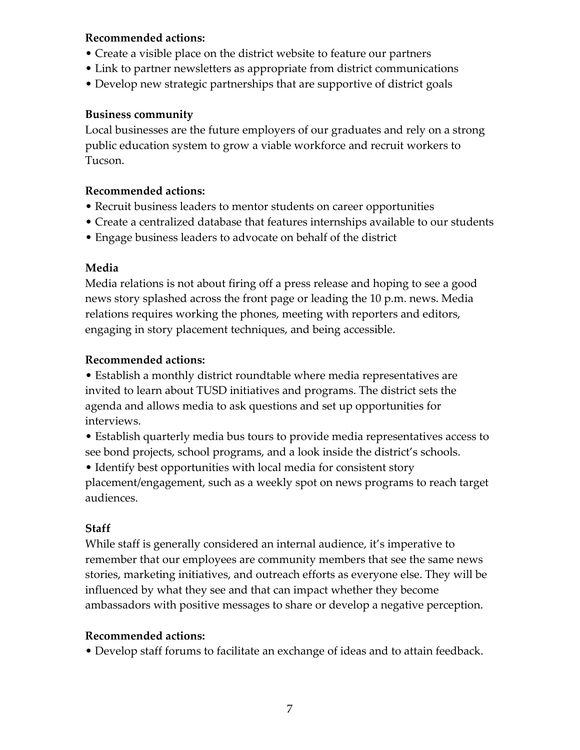**Recommended actions:**

- Create a visible place on the district website to feature our partners
- Link to partner newsletters as appropriate from district communications
- Develop new strategic partnerships that are supportive of district goals

**Business community**

Local businesses are the future employers of our graduates and rely on a strong public education system to grow a viable workforce and recruit workers to Tucson.

**Recommended actions:**

- Recruit business leaders to mentor students on career opportunities
- Create a centralized database that features internships available to our students
- Engage business leaders to advocate on behalf of the district

**Media**

Media relations is not about firing off a press release and hoping to see a good news story splashed across the front page or leading the 10 p.m. news. Media relations requires working the phones, meeting with reporters and editors, engaging in story placement techniques, and being accessible.

**Recommended actions:**

- Establish a monthly district roundtable where media representatives are invited to learn about TUSD initiatives and programs. The district sets the agenda and allows media to ask questions and set up opportunities for interviews.
- Establish quarterly media bus tours to provide media representatives access to see bond projects, school programs, and a look inside the district's schools.
- Identify best opportunities with local media for consistent story placement/engagement, such as a weekly spot on news programs to reach target audiences.

**Staff**

While staff is generally considered an internal audience, it's imperative to remember that our employees are community members that see the same news stories, marketing initiatives, and outreach efforts as everyone else. They will be influenced by what they see and that can impact whether they become ambassadors with positive messages to share or develop a negative perception.

**Recommended actions:**

- Develop staff forums to facilitate an exchange of ideas and to attain feedback.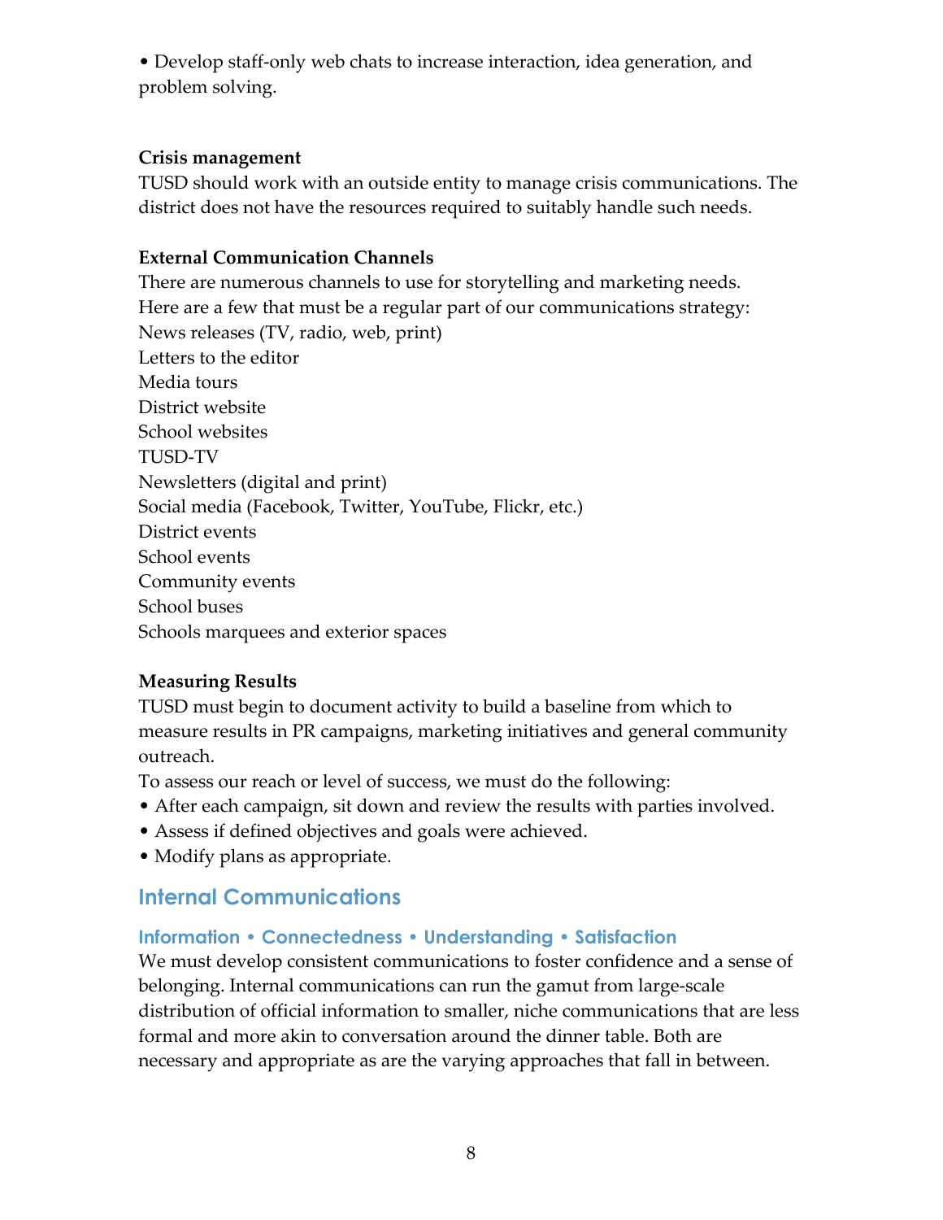• Develop staff-only web chats to increase interaction, idea generation, and problem solving.

**Crisis management**

TUSD should work with an outside entity to manage crisis communications. The district does not have the resources required to suitably handle such needs.

**External Communication Channels**

There are numerous channels to use for storytelling and marketing needs. Here are a few that must be a regular part of our communications strategy:

News releases (TV, radio, web, print)
Letters to the editor
Media tours
District website
School websites
TUSD-TV
Newsletters (digital and print)
Social media (Facebook, Twitter, YouTube, Flickr, etc.)
District events
School events
Community events
School buses
Schools marquees and exterior spaces

**Measuring Results**

TUSD must begin to document activity to build a baseline from which to measure results in PR campaigns, marketing initiatives and general community outreach.

To assess our reach or level of success, we must do the following:

• After each campaign, sit down and review the results with parties involved.
• Assess if defined objectives and goals were achieved.
• Modify plans as appropriate.

## Internal Communications

### Information • Connectedness • Understanding • Satisfaction

We must develop consistent communications to foster confidence and a sense of belonging. Internal communications can run the gamut from large-scale distribution of official information to smaller, niche communications that are less formal and more akin to conversation around the dinner table. Both are necessary and appropriate as are the varying approaches that fall in between.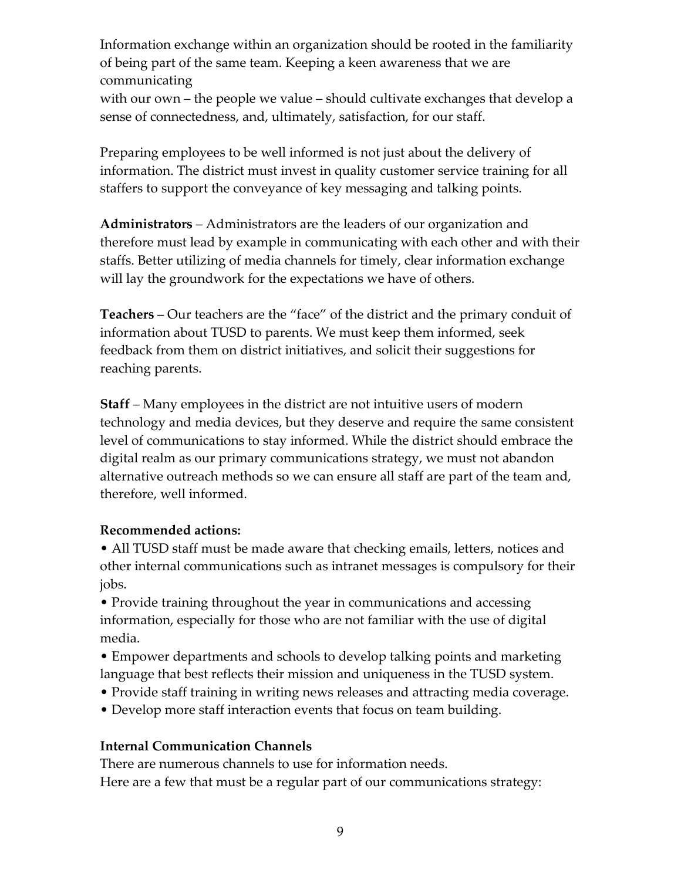Information exchange within an organization should be rooted in the familiarity of being part of the same team. Keeping a keen awareness that we are communicating
with our own – the people we value – should cultivate exchanges that develop a sense of connectedness, and, ultimately, satisfaction, for our staff.

Preparing employees to be well informed is not just about the delivery of information. The district must invest in quality customer service training for all staffers to support the conveyance of key messaging and talking points.

**Administrators** – Administrators are the leaders of our organization and therefore must lead by example in communicating with each other and with their staffs. Better utilizing of media channels for timely, clear information exchange will lay the groundwork for the expectations we have of others.

**Teachers** – Our teachers are the "face" of the district and the primary conduit of information about TUSD to parents. We must keep them informed, seek feedback from them on district initiatives, and solicit their suggestions for reaching parents.

**Staff** – Many employees in the district are not intuitive users of modern technology and media devices, but they deserve and require the same consistent level of communications to stay informed. While the district should embrace the digital realm as our primary communications strategy, we must not abandon alternative outreach methods so we can ensure all staff are part of the team and, therefore, well informed.

**Recommended actions:**

- All TUSD staff must be made aware that checking emails, letters, notices and other internal communications such as intranet messages is compulsory for their jobs.
- Provide training throughout the year in communications and accessing information, especially for those who are not familiar with the use of digital media.
- Empower departments and schools to develop talking points and marketing language that best reflects their mission and uniqueness in the TUSD system.
- Provide staff training in writing news releases and attracting media coverage.
- Develop more staff interaction events that focus on team building.

**Internal Communication Channels**

There are numerous channels to use for information needs.
Here are a few that must be a regular part of our communications strategy: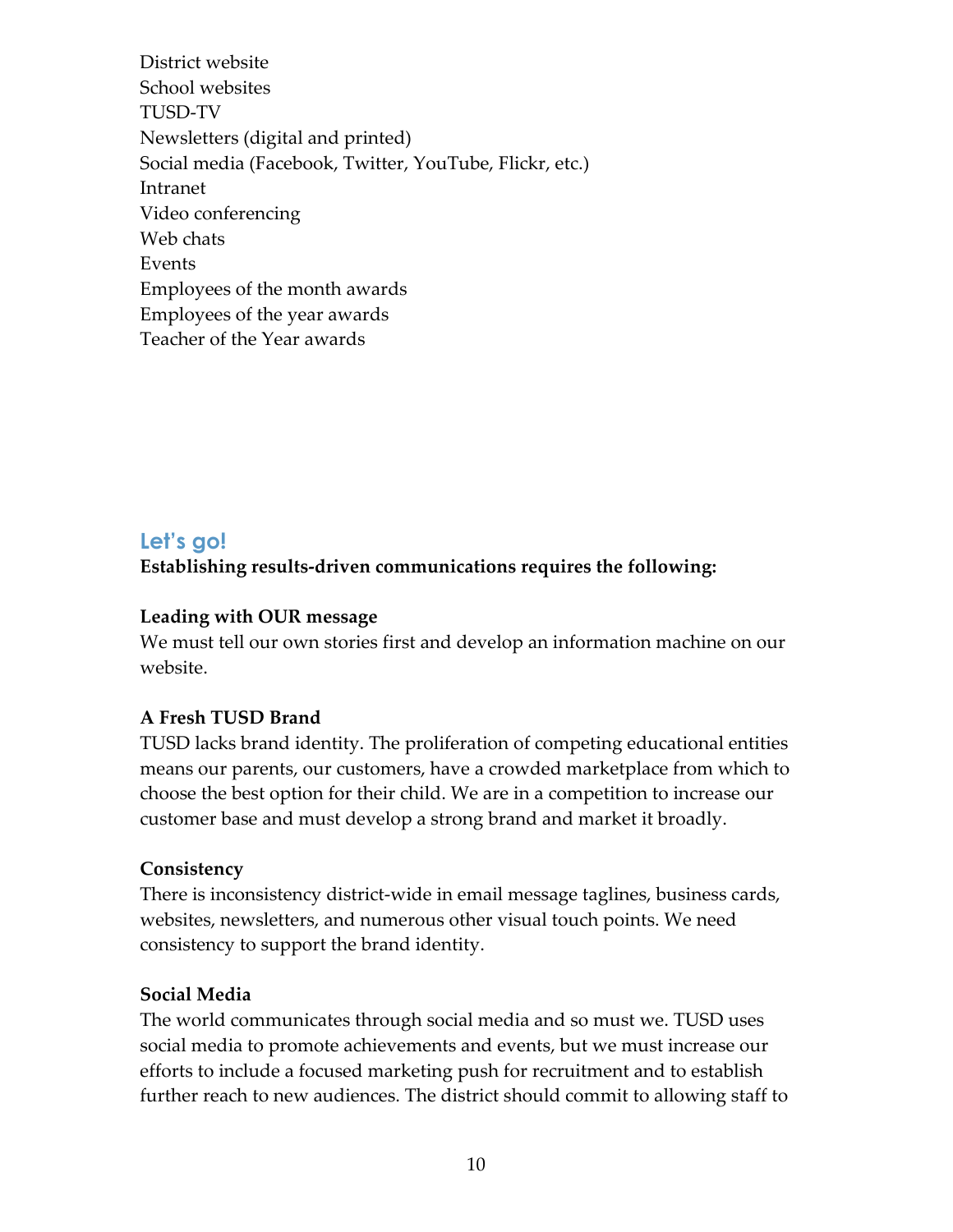District website
School websites
TUSD-TV
Newsletters (digital and printed)
Social media (Facebook, Twitter, YouTube, Flickr, etc.)
Intranet
Video conferencing
Web chats
Events
Employees of the month awards
Employees of the year awards
Teacher of the Year awards

## Let's go!

**Establishing results-driven communications requires the following:**

**Leading with OUR message**
We must tell our own stories first and develop an information machine on our website.

**A Fresh TUSD Brand**
TUSD lacks brand identity. The proliferation of competing educational entities means our parents, our customers, have a crowded marketplace from which to choose the best option for their child. We are in a competition to increase our customer base and must develop a strong brand and market it broadly.

**Consistency**
There is inconsistency district-wide in email message taglines, business cards, websites, newsletters, and numerous other visual touch points. We need consistency to support the brand identity.

**Social Media**
The world communicates through social media and so must we. TUSD uses social media to promote achievements and events, but we must increase our efforts to include a focused marketing push for recruitment and to establish further reach to new audiences. The district should commit to allowing staff to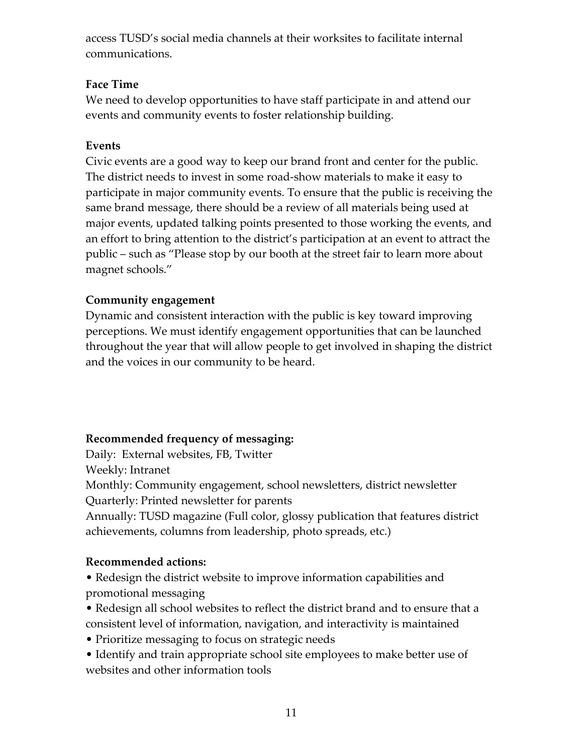access TUSD's social media channels at their worksites to facilitate internal communications.

**Face Time**

We need to develop opportunities to have staff participate in and attend our events and community events to foster relationship building.

**Events**

Civic events are a good way to keep our brand front and center for the public. The district needs to invest in some road-show materials to make it easy to participate in major community events. To ensure that the public is receiving the same brand message, there should be a review of all materials being used at major events, updated talking points presented to those working the events, and an effort to bring attention to the district's participation at an event to attract the public – such as "Please stop by our booth at the street fair to learn more about magnet schools."

**Community engagement**

Dynamic and consistent interaction with the public is key toward improving perceptions. We must identify engagement opportunities that can be launched throughout the year that will allow people to get involved in shaping the district and the voices in our community to be heard.

**Recommended frequency of messaging:**

Daily: External websites, FB, Twitter
Weekly: Intranet
Monthly: Community engagement, school newsletters, district newsletter
Quarterly: Printed newsletter for parents
Annually: TUSD magazine (Full color, glossy publication that features district achievements, columns from leadership, photo spreads, etc.)

**Recommended actions:**

- Redesign the district website to improve information capabilities and promotional messaging
- Redesign all school websites to reflect the district brand and to ensure that a consistent level of information, navigation, and interactivity is maintained
- Prioritize messaging to focus on strategic needs
- Identify and train appropriate school site employees to make better use of websites and other information tools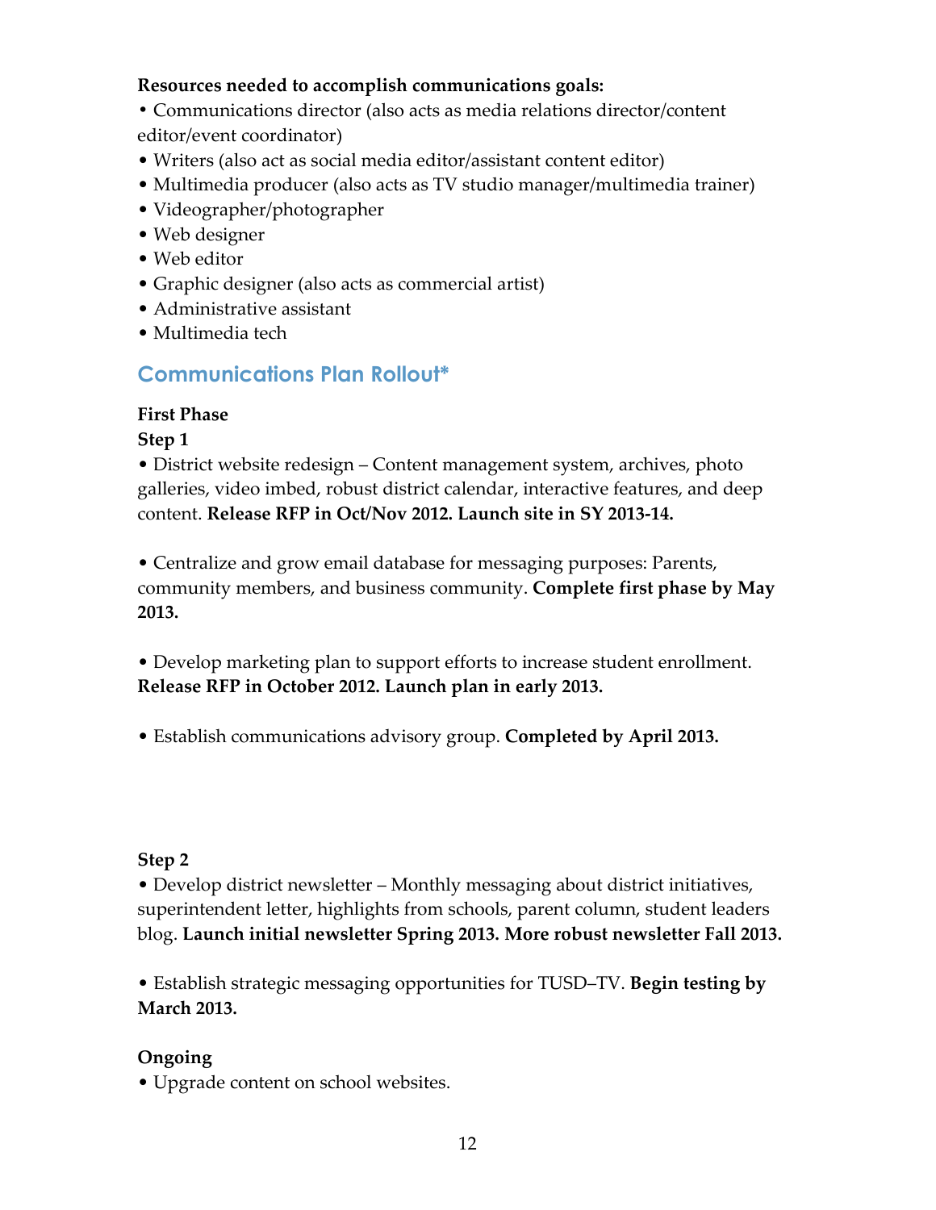**Resources needed to accomplish communications goals:**

- Communications director (also acts as media relations director/content editor/event coordinator)
- Writers (also act as social media editor/assistant content editor)
- Multimedia producer (also acts as TV studio manager/multimedia trainer)
- Videographer/photographer
- Web designer
- Web editor
- Graphic designer (also acts as commercial artist)
- Administrative assistant
- Multimedia tech

## Communications Plan Rollout*

**First Phase**

**Step 1**

- District website redesign – Content management system, archives, photo galleries, video imbed, robust district calendar, interactive features, and deep content. **Release RFP in Oct/Nov 2012. Launch site in SY 2013-14.**

- Centralize and grow email database for messaging purposes: Parents, community members, and business community. **Complete first phase by May 2013.**

- Develop marketing plan to support efforts to increase student enrollment. **Release RFP in October 2012. Launch plan in early 2013.**

- Establish communications advisory group. **Completed by April 2013.**

**Step 2**

- Develop district newsletter – Monthly messaging about district initiatives, superintendent letter, highlights from schools, parent column, student leaders blog. **Launch initial newsletter Spring 2013. More robust newsletter Fall 2013.**

- Establish strategic messaging opportunities for TUSD–TV. **Begin testing by March 2013.**

**Ongoing**

- Upgrade content on school websites.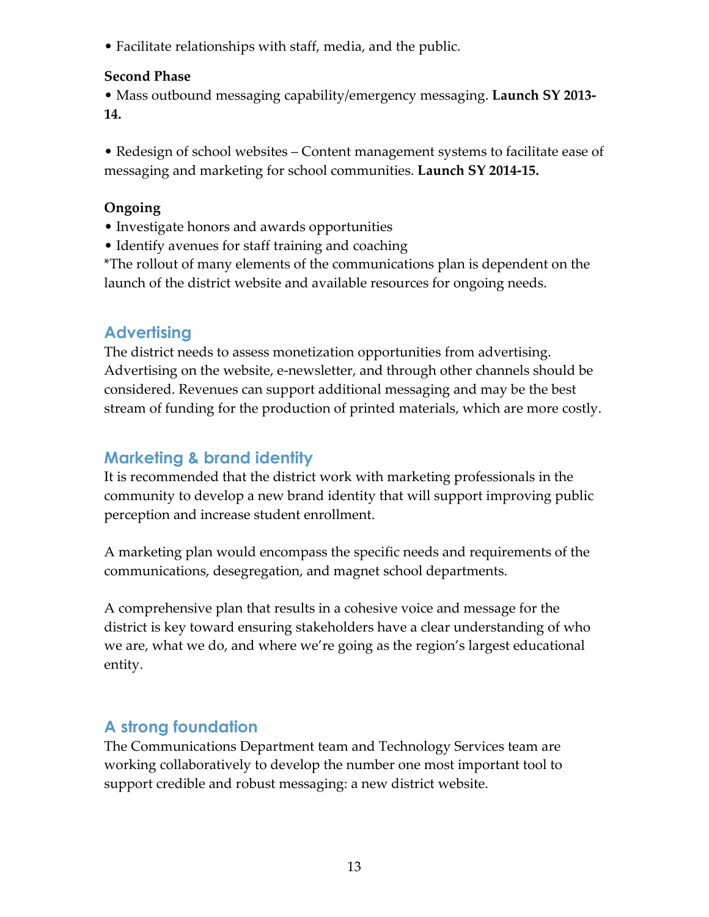- Facilitate relationships with staff, media, and the public.

**Second Phase**

- Mass outbound messaging capability/emergency messaging. **Launch SY 2013-14.**

- Redesign of school websites – Content management systems to facilitate ease of messaging and marketing for school communities. **Launch SY 2014-15.**

**Ongoing**

- Investigate honors and awards opportunities
- Identify avenues for staff training and coaching

*The rollout of many elements of the communications plan is dependent on the launch of the district website and available resources for ongoing needs.

## Advertising

The district needs to assess monetization opportunities from advertising. Advertising on the website, e-newsletter, and through other channels should be considered. Revenues can support additional messaging and may be the best stream of funding for the production of printed materials, which are more costly.

## Marketing & brand identity

It is recommended that the district work with marketing professionals in the community to develop a new brand identity that will support improving public perception and increase student enrollment.

A marketing plan would encompass the specific needs and requirements of the communications, desegregation, and magnet school departments.

A comprehensive plan that results in a cohesive voice and message for the district is key toward ensuring stakeholders have a clear understanding of who we are, what we do, and where we're going as the region's largest educational entity.

## A strong foundation

The Communications Department team and Technology Services team are working collaboratively to develop the number one most important tool to support credible and robust messaging: a new district website.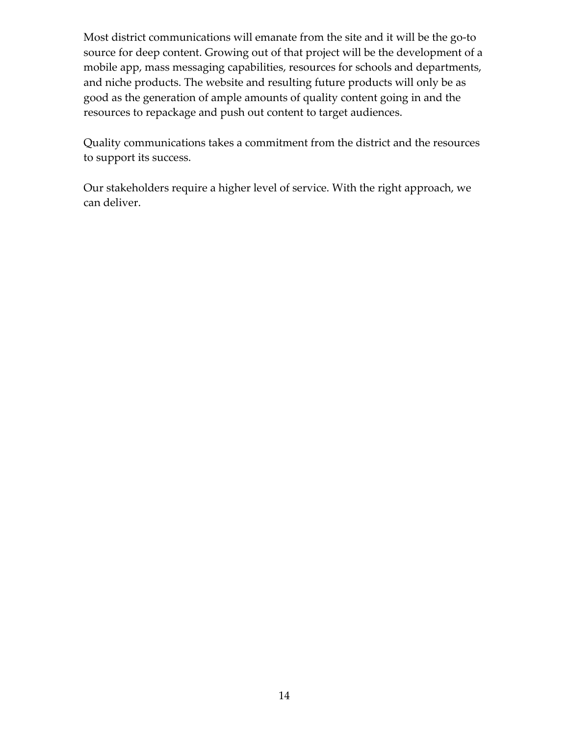Most district communications will emanate from the site and it will be the go-to source for deep content. Growing out of that project will be the development of a mobile app, mass messaging capabilities, resources for schools and departments, and niche products. The website and resulting future products will only be as good as the generation of ample amounts of quality content going in and the resources to repackage and push out content to target audiences.

Quality communications takes a commitment from the district and the resources to support its success.

Our stakeholders require a higher level of service. With the right approach, we can deliver.